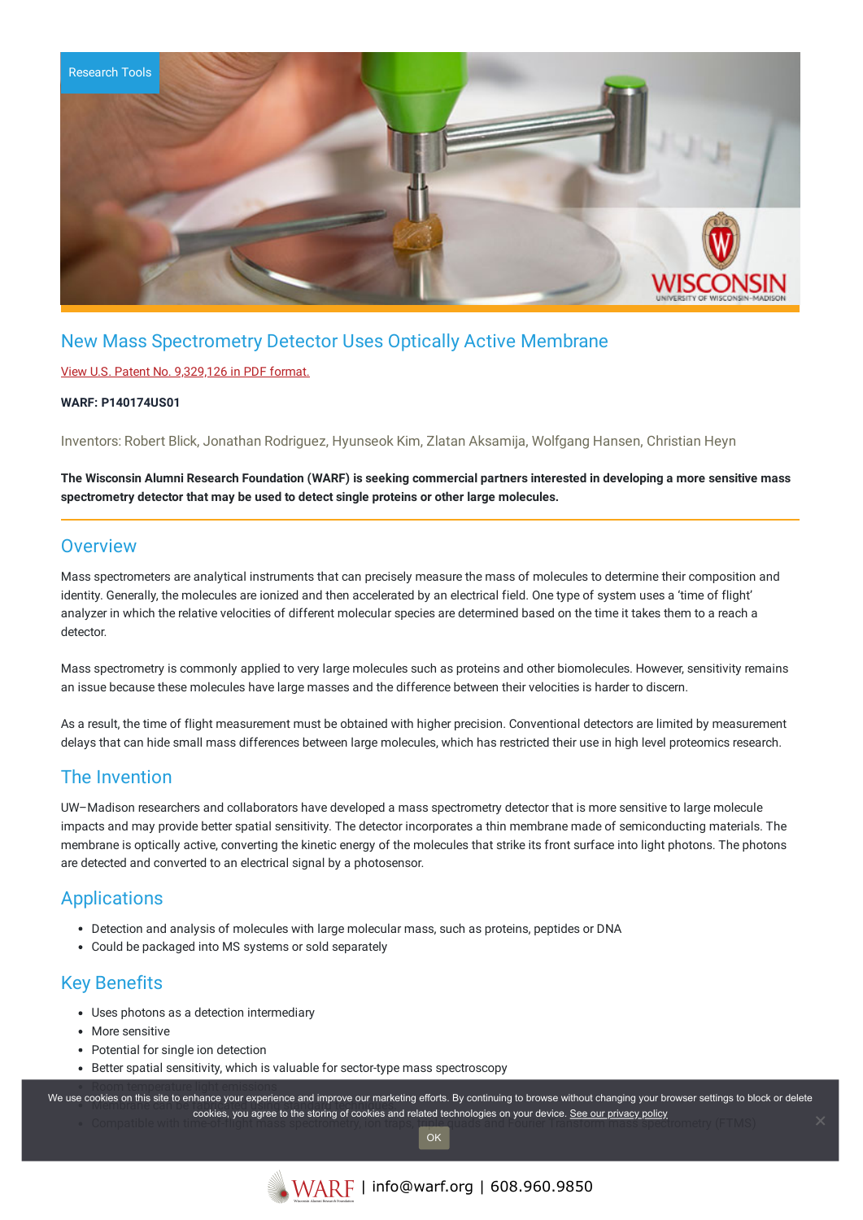Research Tools

# New Mass Spectrometry Detector Uses Optically Active Membrane

View U.S. Patent No. 9,329,126 in PDF format.

**WARF: P140174US01**

Inventors: Robert Blick, Jonathan Rodriguez, Hyunseok Kim, Zlatan Aksamija, Wolfgang Hansen, Christian Heyn

**The Wisconsin Alumni Research Foundation (WARF) is seeking commercial partners interested in developing a more sensitive mass spectrometry detector that may be used to detect single proteins or other large molecules.**

## Overview

Mass spectrometers are analytical instruments that can precisely measure the mass of molecules to determine their composition and identity. Generally, the molecules are ionized and then accelerated by an electrical field. One type of system uses a 'time of flight' analyzer in which the relative velocities of different molecular species are determined based on the time it takes them to a reach a detector.

Mass spectrometry is commonly applied to very large molecules such as proteins and other biomolecules. However, sensitivity remains an issue because these molecules have large masses and the difference between their velocities is harder to discern.

As a result, the time of flight measurement must be obtained with higher precision. Conventional detectors are limited by measurement delays that can hide small mass differences between large molecules, which has restricted their use in high level proteomics research.

## The Invention

UW–Madison researchers and collaborators have developed a mass spectrometry detector that is more sensitive to large molecule impacts and may provide better spatial sensitivity. The detector incorporates a thin membrane made of semiconducting materials. The membrane is optically active, converting the kinetic energy of the molecules that strike its front surface into light photons. The photons are detected and converted to an electrical signal by a photosensor.

## Applications

- Detection and analysis of molecules with large molecular mass, such as proteins, peptides or DNA
- Could be packaged into MS systems or sold separately

## Key Benefits

- Uses photons as a detection intermediary
- More sensitive
- Potential for single ion detection
- Better spatial sensitivity, which is valuable for sector-type mass spectroscopy
- Room temperature light emissions
- Membrane can be
- Compatible with time-of-flight mass spectrometry, ion traps, triple quads and Fourier Transform mass spectrometry (FTMS)

We use cookies on this site to enhance your experience and improve our marketing efforts. By continuing to browse without changing your browser settings to block or delete cookies, you agree to the storing of cookies and related technologies on your device. See our privacy policy

OK

WARF | info@warf.org | 608.960.9850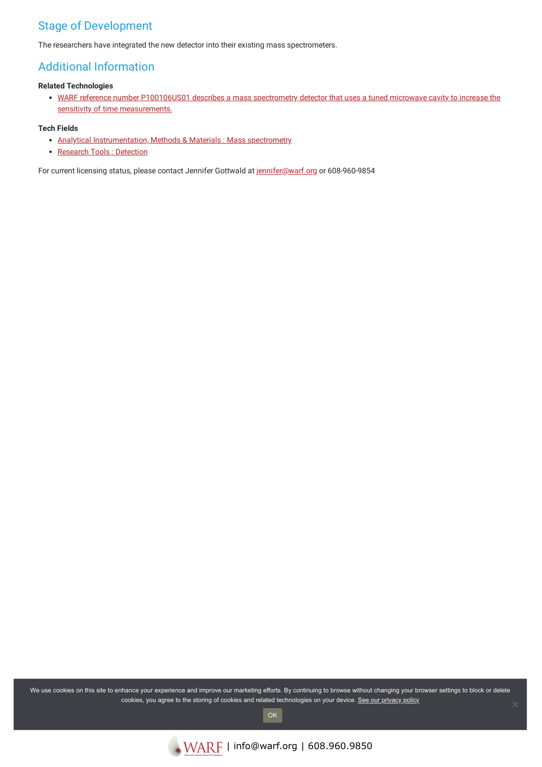## Stage of Development

The researchers have integrated the new detector into their existing mass spectrometers.

## Additional Information

**Related Technologies**

- WARF reference number P100106US01 describes a mass spectrometry detector that uses a tuned microwave cavity to increase the sensitivity of time measurements.

**Tech Fields**

- Analytical Instrumentation, Methods & Materials : Mass spectrometry
- Research Tools : Detection

For current licensing status, please contact Jennifer Gottwald at jennifer@warf.org or 608-960-9854